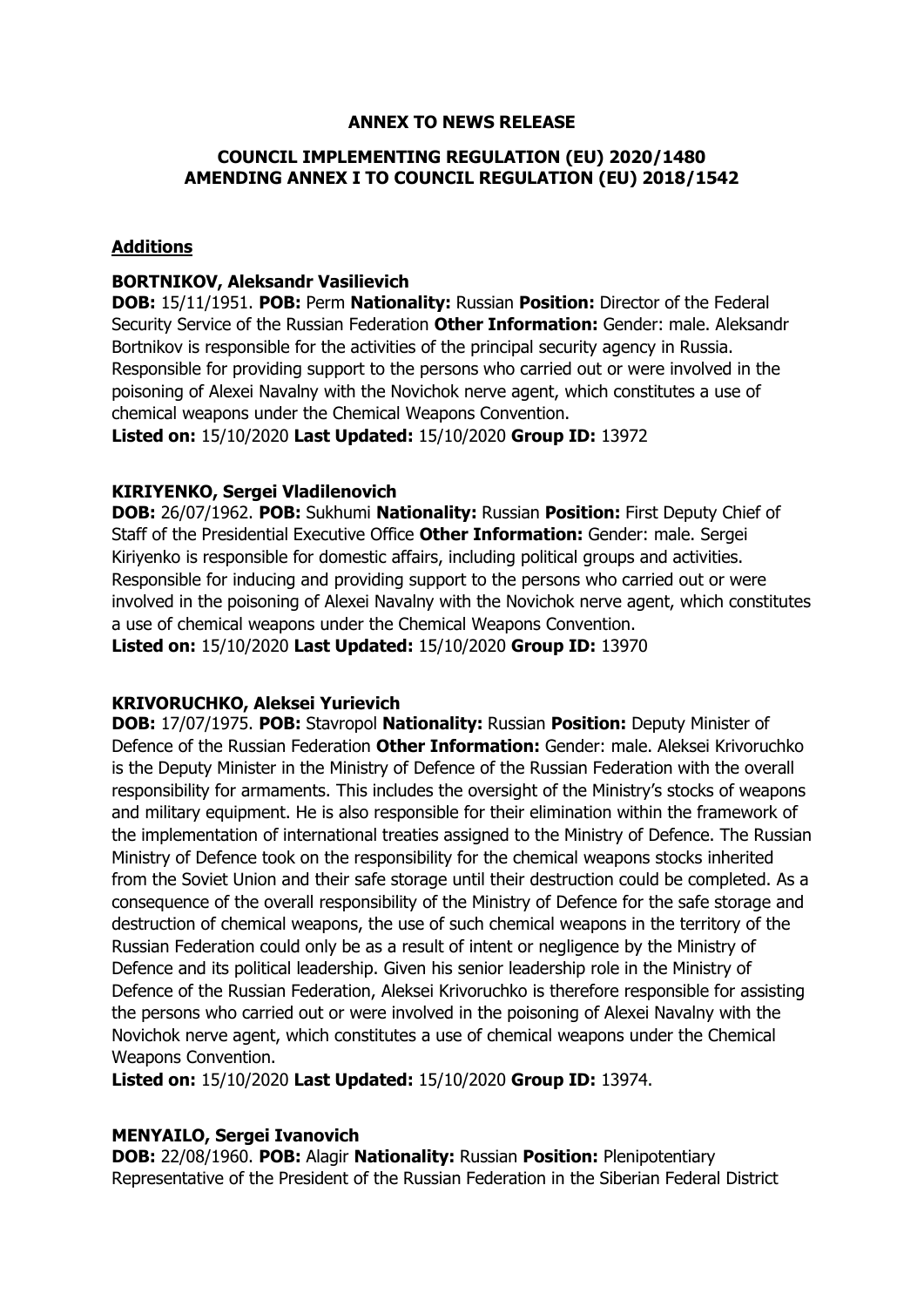**ANNEX TO NEWS RELEASE**

**COUNCIL IMPLEMENTING REGULATION (EU) 2020/1480 AMENDING ANNEX I TO COUNCIL REGULATION (EU) 2018/1542**

## Additions

**BORTNIKOV, Aleksandr Vasilievich**
**DOB:** 15/11/1951. **POB:** Perm **Nationality:** Russian **Position:** Director of the Federal Security Service of the Russian Federation **Other Information:** Gender: male. Aleksandr Bortnikov is responsible for the activities of the principal security agency in Russia. Responsible for providing support to the persons who carried out or were involved in the poisoning of Alexei Navalny with the Novichok nerve agent, which constitutes a use of chemical weapons under the Chemical Weapons Convention.
**Listed on:** 15/10/2020 **Last Updated:** 15/10/2020 **Group ID:** 13972

**KIRIYENKO, Sergei Vladilenovich**
**DOB:** 26/07/1962. **POB:** Sukhumi **Nationality:** Russian **Position:** First Deputy Chief of Staff of the Presidential Executive Office **Other Information:** Gender: male. Sergei Kiriyenko is responsible for domestic affairs, including political groups and activities. Responsible for inducing and providing support to the persons who carried out or were involved in the poisoning of Alexei Navalny with the Novichok nerve agent, which constitutes a use of chemical weapons under the Chemical Weapons Convention.
**Listed on:** 15/10/2020 **Last Updated:** 15/10/2020 **Group ID:** 13970

**KRIVORUCHKO, Aleksei Yurievich**
**DOB:** 17/07/1975. **POB:** Stavropol **Nationality:** Russian **Position:** Deputy Minister of Defence of the Russian Federation **Other Information:** Gender: male. Aleksei Krivoruchko is the Deputy Minister in the Ministry of Defence of the Russian Federation with the overall responsibility for armaments. This includes the oversight of the Ministry's stocks of weapons and military equipment. He is also responsible for their elimination within the framework of the implementation of international treaties assigned to the Ministry of Defence. The Russian Ministry of Defence took on the responsibility for the chemical weapons stocks inherited from the Soviet Union and their safe storage until their destruction could be completed. As a consequence of the overall responsibility of the Ministry of Defence for the safe storage and destruction of chemical weapons, the use of such chemical weapons in the territory of the Russian Federation could only be as a result of intent or negligence by the Ministry of Defence and its political leadership. Given his senior leadership role in the Ministry of Defence of the Russian Federation, Aleksei Krivoruchko is therefore responsible for assisting the persons who carried out or were involved in the poisoning of Alexei Navalny with the Novichok nerve agent, which constitutes a use of chemical weapons under the Chemical Weapons Convention.
**Listed on:** 15/10/2020 **Last Updated:** 15/10/2020 **Group ID:** 13974.

**MENYAILO, Sergei Ivanovich**
**DOB:** 22/08/1960. **POB:** Alagir **Nationality:** Russian **Position:** Plenipotentiary Representative of the President of the Russian Federation in the Siberian Federal District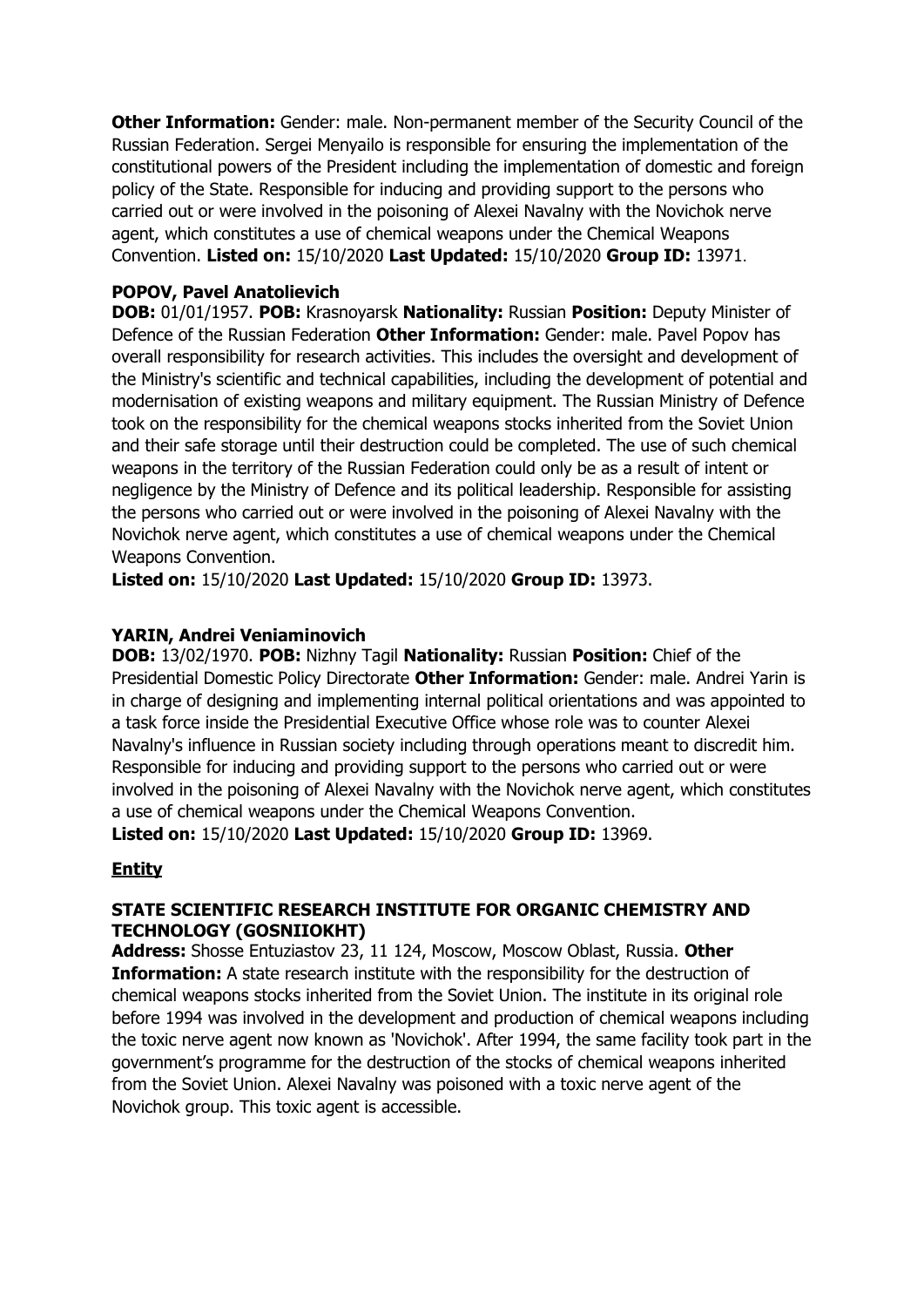**Other Information:** Gender: male. Non-permanent member of the Security Council of the Russian Federation. Sergei Menyailo is responsible for ensuring the implementation of the constitutional powers of the President including the implementation of domestic and foreign policy of the State. Responsible for inducing and providing support to the persons who carried out or were involved in the poisoning of Alexei Navalny with the Novichok nerve agent, which constitutes a use of chemical weapons under the Chemical Weapons Convention. **Listed on:** 15/10/2020 **Last Updated:** 15/10/2020 **Group ID:** 13971.

**POPOV, Pavel Anatolievich**
**DOB:** 01/01/1957. **POB:** Krasnoyarsk **Nationality:** Russian **Position:** Deputy Minister of Defence of the Russian Federation **Other Information:** Gender: male. Pavel Popov has overall responsibility for research activities. This includes the oversight and development of the Ministry's scientific and technical capabilities, including the development of potential and modernisation of existing weapons and military equipment. The Russian Ministry of Defence took on the responsibility for the chemical weapons stocks inherited from the Soviet Union and their safe storage until their destruction could be completed. The use of such chemical weapons in the territory of the Russian Federation could only be as a result of intent or negligence by the Ministry of Defence and its political leadership. Responsible for assisting the persons who carried out or were involved in the poisoning of Alexei Navalny with the Novichok nerve agent, which constitutes a use of chemical weapons under the Chemical Weapons Convention.
**Listed on:** 15/10/2020 **Last Updated:** 15/10/2020 **Group ID:** 13973.

**YARIN, Andrei Veniaminovich**
**DOB:** 13/02/1970. **POB:** Nizhny Tagil **Nationality:** Russian **Position:** Chief of the Presidential Domestic Policy Directorate **Other Information:** Gender: male. Andrei Yarin is in charge of designing and implementing internal political orientations and was appointed to a task force inside the Presidential Executive Office whose role was to counter Alexei Navalny's influence in Russian society including through operations meant to discredit him. Responsible for inducing and providing support to the persons who carried out or were involved in the poisoning of Alexei Navalny with the Novichok nerve agent, which constitutes a use of chemical weapons under the Chemical Weapons Convention.
**Listed on:** 15/10/2020 **Last Updated:** 15/10/2020 **Group ID:** 13969.

## Entity

**STATE SCIENTIFIC RESEARCH INSTITUTE FOR ORGANIC CHEMISTRY AND TECHNOLOGY (GOSNIIOKHT)**
**Address:** Shosse Entuziastov 23, 11 124, Moscow, Moscow Oblast, Russia. **Other Information:** A state research institute with the responsibility for the destruction of chemical weapons stocks inherited from the Soviet Union. The institute in its original role before 1994 was involved in the development and production of chemical weapons including the toxic nerve agent now known as 'Novichok'. After 1994, the same facility took part in the government's programme for the destruction of the stocks of chemical weapons inherited from the Soviet Union. Alexei Navalny was poisoned with a toxic nerve agent of the Novichok group. This toxic agent is accessible.